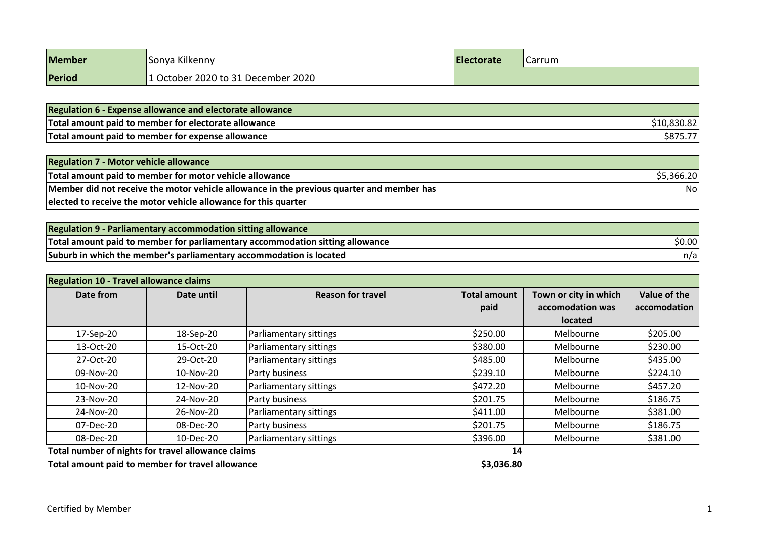| Member | Sonya Kilkenny | Electorate | Carrum |
|---|---|---|---|
| Period | 1 October 2020 to 31 December 2020 | | |

| Regulation 6 - Expense allowance and electorate allowance | |
|---|---|
| Total amount paid to member for electorate allowance | $10,830.82 |
| Total amount paid to member for expense allowance | $875.77 |

| Regulation 7 - Motor vehicle allowance | |
|---|---|
| Total amount paid to member for motor vehicle allowance | $5,366.20 |
| Member did not receive the motor vehicle allowance in the previous quarter and member has elected to receive the motor vehicle allowance for this quarter | No |

| Regulation 9 - Parliamentary accommodation sitting allowance | |
|---|---|
| Total amount paid to member for parliamentary accommodation sitting allowance | $0.00 |
| Suburb in which the member's parliamentary accommodation is located | n/a |

**Regulation 10 - Travel allowance claims**

| Date from | Date until | Reason for travel | Total amount paid | Town or city in which accomodation was located | Value of the accomodation |
|---|---|---|---|---|---|
| 17-Sep-20 | 18-Sep-20 | Parliamentary sittings | $250.00 | Melbourne | $205.00 |
| 13-Oct-20 | 15-Oct-20 | Parliamentary sittings | $380.00 | Melbourne | $230.00 |
| 27-Oct-20 | 29-Oct-20 | Parliamentary sittings | $485.00 | Melbourne | $435.00 |
| 09-Nov-20 | 10-Nov-20 | Party business | $239.10 | Melbourne | $224.10 |
| 10-Nov-20 | 12-Nov-20 | Parliamentary sittings | $472.20 | Melbourne | $457.20 |
| 23-Nov-20 | 24-Nov-20 | Party business | $201.75 | Melbourne | $186.75 |
| 24-Nov-20 | 26-Nov-20 | Parliamentary sittings | $411.00 | Melbourne | $381.00 |
| 07-Dec-20 | 08-Dec-20 | Party business | $201.75 | Melbourne | $186.75 |
| 08-Dec-20 | 10-Dec-20 | Parliamentary sittings | $396.00 | Melbourne | $381.00 |
| **Total number of nights for travel allowance claims** | | | **14** | | |
| **Total amount paid to member for travel allowance** | | | **$3,036.80** | | |

Certified by Member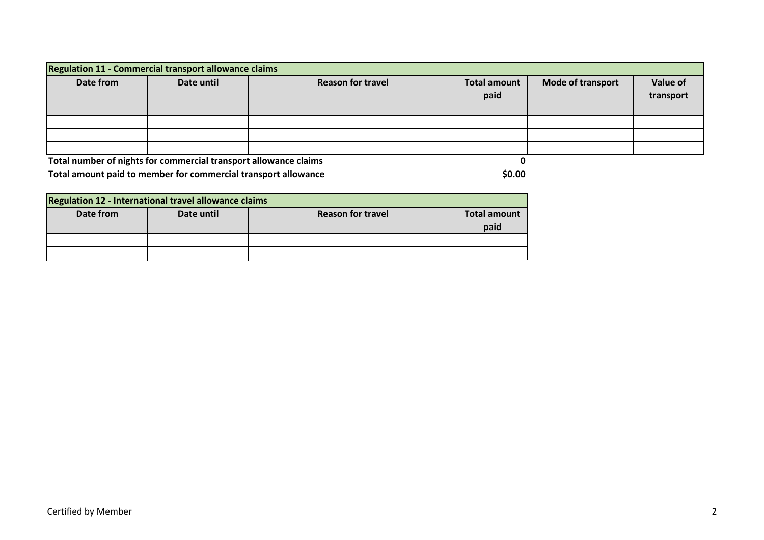| Regulation 11 - Commercial transport allowance claims | | | | | |
|---|---|---|---|---|---|
| **Date from** | **Date until** | **Reason for travel** | **Total amount paid** | **Mode of transport** | **Value of transport** |
| | | | | | |
| | | | | | |
| | | | | | |

**Total number of nights for commercial transport allowance claims** **0**

**Total amount paid to member for commercial transport allowance** **$0.00**

| Regulation 12 - International travel allowance claims | | | |
|---|---|---|---|
| **Date from** | **Date until** | **Reason for travel** | **Total amount paid** |
| | | | |
| | | | |

Certified by Member